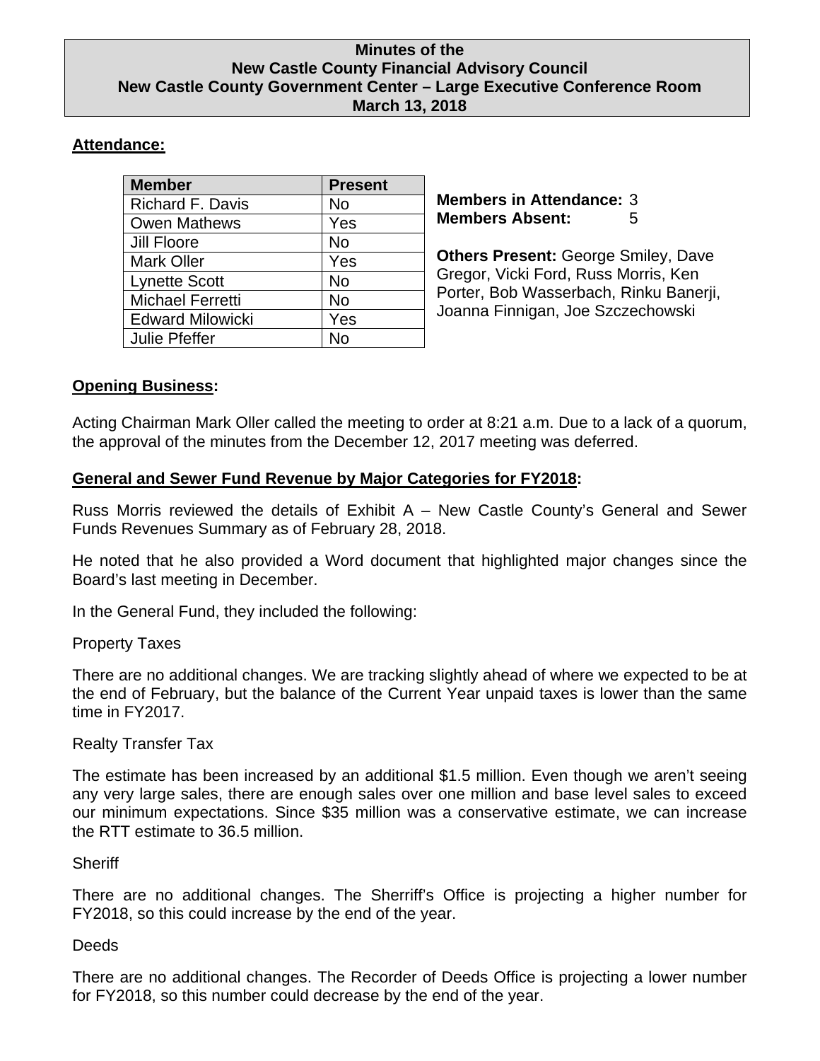# Minutes of the New Castle County Financial Advisory Council
## New Castle County Government Center – Large Executive Conference Room
## March 13, 2018

**Attendance:**

| Member | Present |
|---|---|
| Richard F. Davis | No |
| Owen Mathews | Yes |
| Jill Floore | No |
| Mark Oller | Yes |
| Lynette Scott | No |
| Michael Ferretti | No |
| Edward Milowicki | Yes |
| Julie Pfeffer | No |

**Members in Attendance:** 3
**Members Absent:** 5

**Others Present:** George Smiley, Dave Gregor, Vicki Ford, Russ Morris, Ken Porter, Bob Wasserbach, Rinku Banerji, Joanna Finnigan, Joe Szczechowski

**Opening Business:**

Acting Chairman Mark Oller called the meeting to order at 8:21 a.m. Due to a lack of a quorum, the approval of the minutes from the December 12, 2017 meeting was deferred.

**General and Sewer Fund Revenue by Major Categories for FY2018:**

Russ Morris reviewed the details of Exhibit A – New Castle County's General and Sewer Funds Revenues Summary as of February 28, 2018.

He noted that he also provided a Word document that highlighted major changes since the Board's last meeting in December.

In the General Fund, they included the following:

Property Taxes

There are no additional changes. We are tracking slightly ahead of where we expected to be at the end of February, but the balance of the Current Year unpaid taxes is lower than the same time in FY2017.

Realty Transfer Tax

The estimate has been increased by an additional $1.5 million. Even though we aren't seeing any very large sales, there are enough sales over one million and base level sales to exceed our minimum expectations. Since $35 million was a conservative estimate, we can increase the RTT estimate to 36.5 million.

Sheriff

There are no additional changes. The Sherriff's Office is projecting a higher number for FY2018, so this could increase by the end of the year.

Deeds

There are no additional changes. The Recorder of Deeds Office is projecting a lower number for FY2018, so this number could decrease by the end of the year.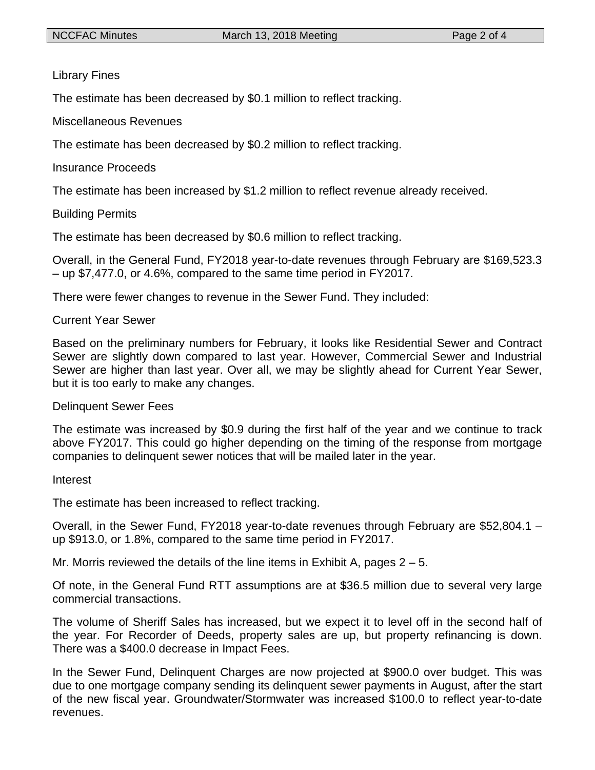Library Fines

The estimate has been decreased by $0.1 million to reflect tracking.

Miscellaneous Revenues

The estimate has been decreased by $0.2 million to reflect tracking.

Insurance Proceeds

The estimate has been increased by $1.2 million to reflect revenue already received.

Building Permits

The estimate has been decreased by $0.6 million to reflect tracking.

Overall, in the General Fund, FY2018 year-to-date revenues through February are $169,523.3 – up $7,477.0, or 4.6%, compared to the same time period in FY2017.

There were fewer changes to revenue in the Sewer Fund. They included:

Current Year Sewer

Based on the preliminary numbers for February, it looks like Residential Sewer and Contract Sewer are slightly down compared to last year. However, Commercial Sewer and Industrial Sewer are higher than last year. Over all, we may be slightly ahead for Current Year Sewer, but it is too early to make any changes.

Delinquent Sewer Fees

The estimate was increased by $0.9 during the first half of the year and we continue to track above FY2017. This could go higher depending on the timing of the response from mortgage companies to delinquent sewer notices that will be mailed later in the year.

Interest

The estimate has been increased to reflect tracking.

Overall, in the Sewer Fund, FY2018 year-to-date revenues through February are $52,804.1 – up $913.0, or 1.8%, compared to the same time period in FY2017.

Mr. Morris reviewed the details of the line items in Exhibit A, pages 2 – 5.

Of note, in the General Fund RTT assumptions are at $36.5 million due to several very large commercial transactions.

The volume of Sheriff Sales has increased, but we expect it to level off in the second half of the year. For Recorder of Deeds, property sales are up, but property refinancing is down. There was a $400.0 decrease in Impact Fees.

In the Sewer Fund, Delinquent Charges are now projected at $900.0 over budget. This was due to one mortgage company sending its delinquent sewer payments in August, after the start of the new fiscal year. Groundwater/Stormwater was increased $100.0 to reflect year-to-date revenues.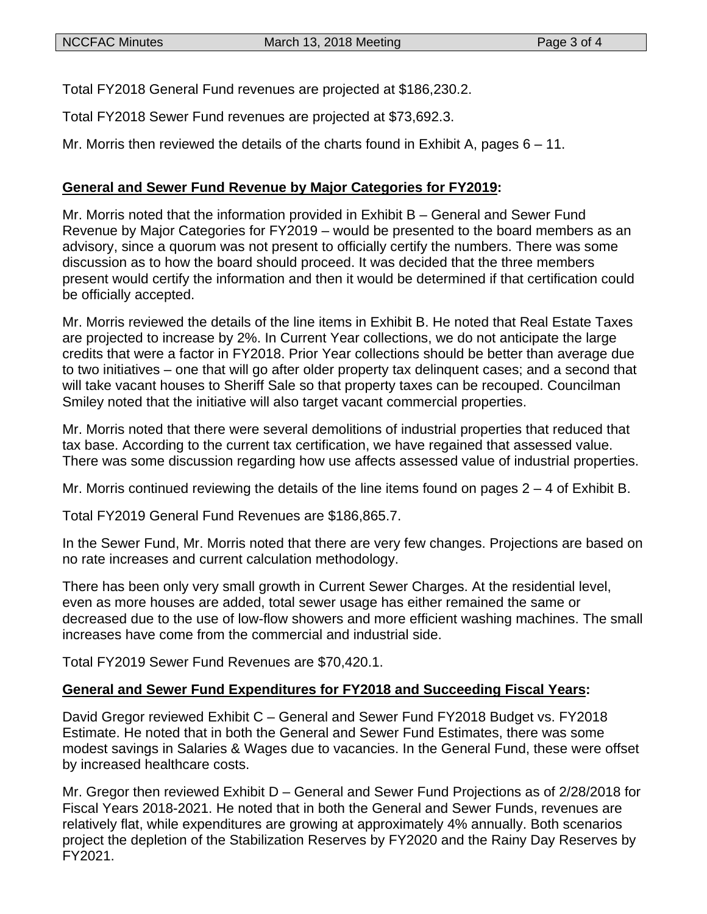Total FY2018 General Fund revenues are projected at $186,230.2.

Total FY2018 Sewer Fund revenues are projected at $73,692.3.

Mr. Morris then reviewed the details of the charts found in Exhibit A, pages 6 – 11.

**General and Sewer Fund Revenue by Major Categories for FY2019:**

Mr. Morris noted that the information provided in Exhibit B – General and Sewer Fund Revenue by Major Categories for FY2019 – would be presented to the board members as an advisory, since a quorum was not present to officially certify the numbers. There was some discussion as to how the board should proceed. It was decided that the three members present would certify the information and then it would be determined if that certification could be officially accepted.

Mr. Morris reviewed the details of the line items in Exhibit B. He noted that Real Estate Taxes are projected to increase by 2%. In Current Year collections, we do not anticipate the large credits that were a factor in FY2018. Prior Year collections should be better than average due to two initiatives – one that will go after older property tax delinquent cases; and a second that will take vacant houses to Sheriff Sale so that property taxes can be recouped. Councilman Smiley noted that the initiative will also target vacant commercial properties.

Mr. Morris noted that there were several demolitions of industrial properties that reduced that tax base. According to the current tax certification, we have regained that assessed value. There was some discussion regarding how use affects assessed value of industrial properties.

Mr. Morris continued reviewing the details of the line items found on pages 2 – 4 of Exhibit B.

Total FY2019 General Fund Revenues are $186,865.7.

In the Sewer Fund, Mr. Morris noted that there are very few changes. Projections are based on no rate increases and current calculation methodology.

There has been only very small growth in Current Sewer Charges. At the residential level, even as more houses are added, total sewer usage has either remained the same or decreased due to the use of low-flow showers and more efficient washing machines. The small increases have come from the commercial and industrial side.

Total FY2019 Sewer Fund Revenues are $70,420.1.

**General and Sewer Fund Expenditures for FY2018 and Succeeding Fiscal Years:**

David Gregor reviewed Exhibit C – General and Sewer Fund FY2018 Budget vs. FY2018 Estimate. He noted that in both the General and Sewer Fund Estimates, there was some modest savings in Salaries & Wages due to vacancies. In the General Fund, these were offset by increased healthcare costs.

Mr. Gregor then reviewed Exhibit D – General and Sewer Fund Projections as of 2/28/2018 for Fiscal Years 2018-2021. He noted that in both the General and Sewer Funds, revenues are relatively flat, while expenditures are growing at approximately 4% annually. Both scenarios project the depletion of the Stabilization Reserves by FY2020 and the Rainy Day Reserves by FY2021.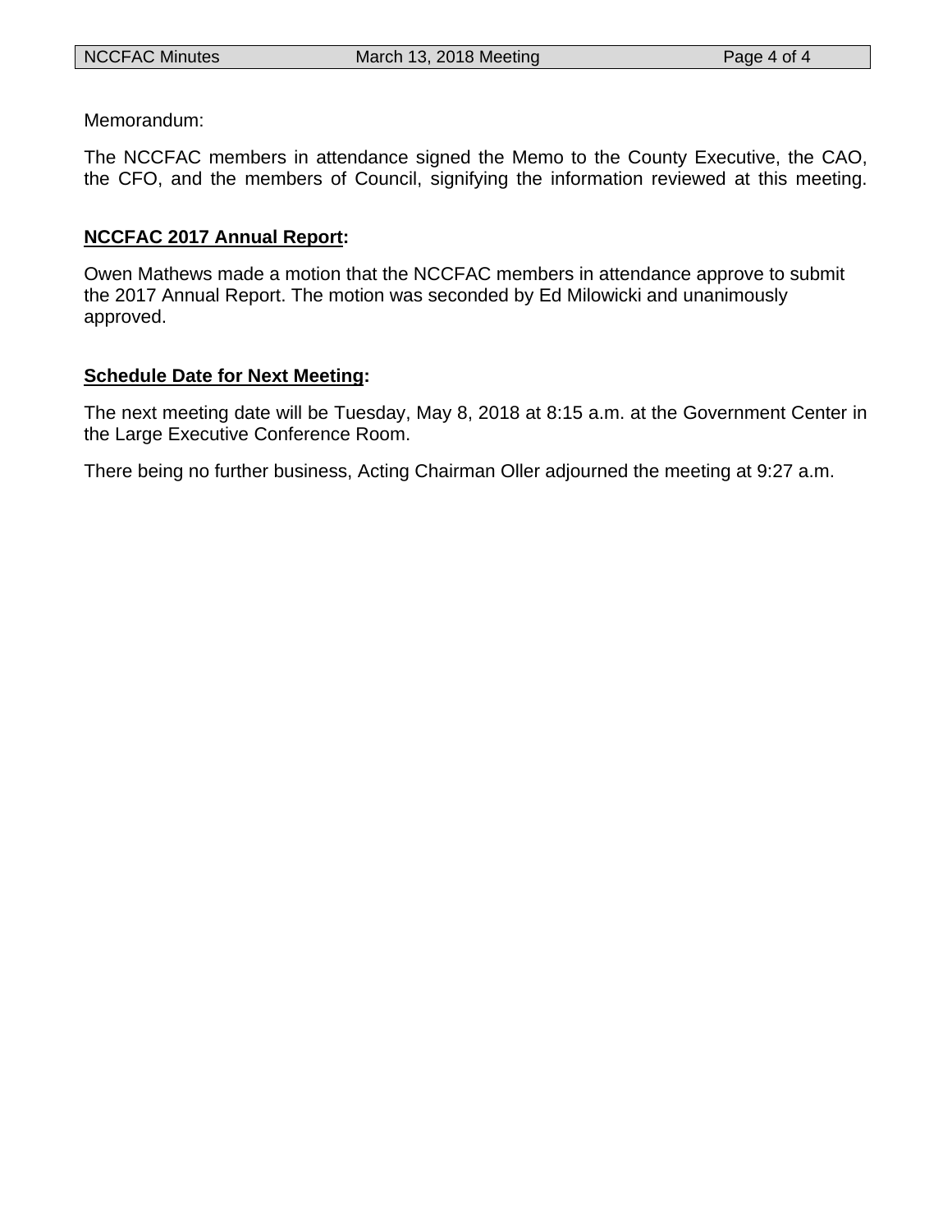Memorandum:

The NCCFAC members in attendance signed the Memo to the County Executive, the CAO, the CFO, and the members of Council, signifying the information reviewed at this meeting.

**NCCFAC 2017 Annual Report:**

Owen Mathews made a motion that the NCCFAC members in attendance approve to submit the 2017 Annual Report. The motion was seconded by Ed Milowicki and unanimously approved.

**Schedule Date for Next Meeting:**

The next meeting date will be Tuesday, May 8, 2018 at 8:15 a.m. at the Government Center in the Large Executive Conference Room.

There being no further business, Acting Chairman Oller adjourned the meeting at 9:27 a.m.